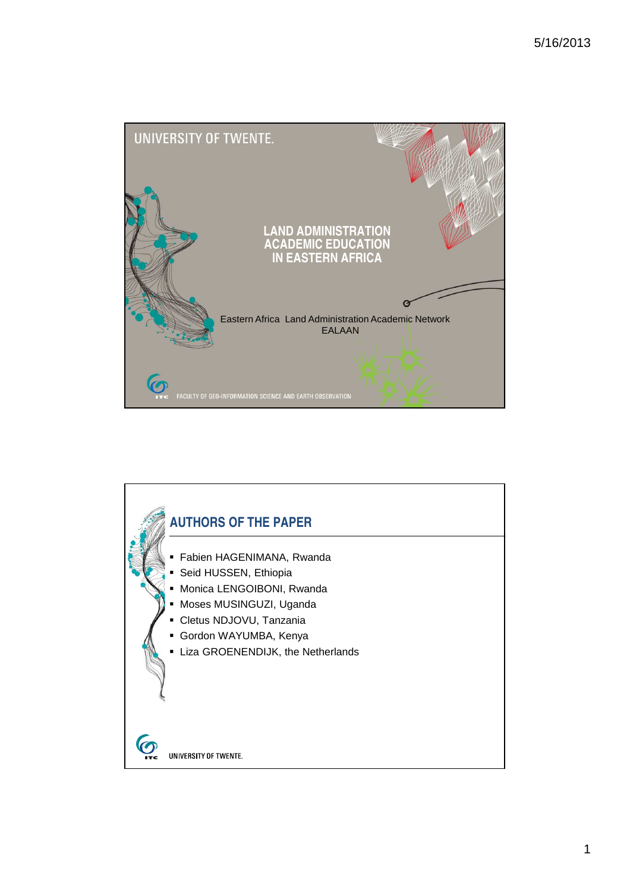# LAND ADMINISTRATION ACADEMIC EDUCATION IN EASTERN AFRICA

UNIVERSITY OF TWENTE.

Eastern Africa Land Administration Academic Network
EALAAN

FACULTY OF GEO-INFORMATION SCIENCE AND EARTH OBSERVATION

## AUTHORS OF THE PAPER

- Fabien HAGENIMANA, Rwanda
- Seid HUSSEN, Ethiopia
- Monica LENGOIBONI, Rwanda
- Moses MUSINGUZI, Uganda
- Cletus NDJOVU, Tanzania
- Gordon WAYUMBA, Kenya
- Liza GROENENDIJK, the Netherlands

UNIVERSITY OF TWENTE.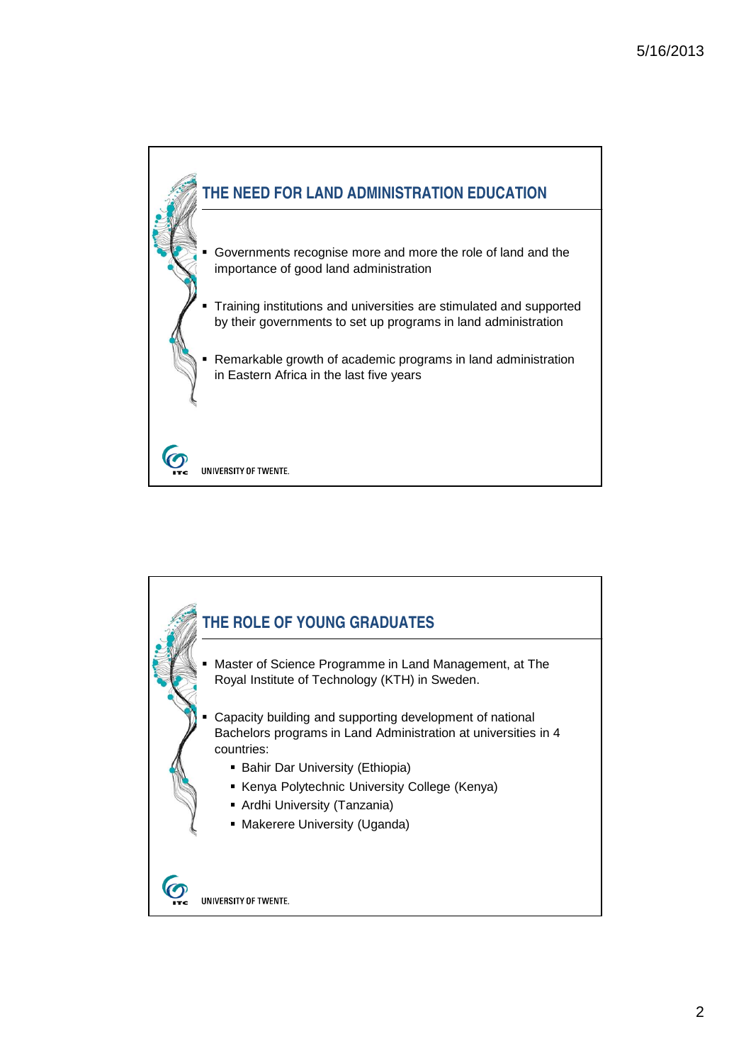## THE NEED FOR LAND ADMINISTRATION EDUCATION

- Governments recognise more and more the role of land and the importance of good land administration
- Training institutions and universities are stimulated and supported by their governments to set up programs in land administration
- Remarkable growth of academic programs in land administration in Eastern Africa in the last five years

UNIVERSITY OF TWENTE.

## THE ROLE OF YOUNG GRADUATES

- Master of Science Programme in Land Management, at The Royal Institute of Technology (KTH) in Sweden.
- Capacity building and supporting development of national Bachelors programs in Land Administration at universities in 4 countries:
  - Bahir Dar University (Ethiopia)
  - Kenya Polytechnic University College (Kenya)
  - Ardhi University (Tanzania)
  - Makerere University (Uganda)

UNIVERSITY OF TWENTE.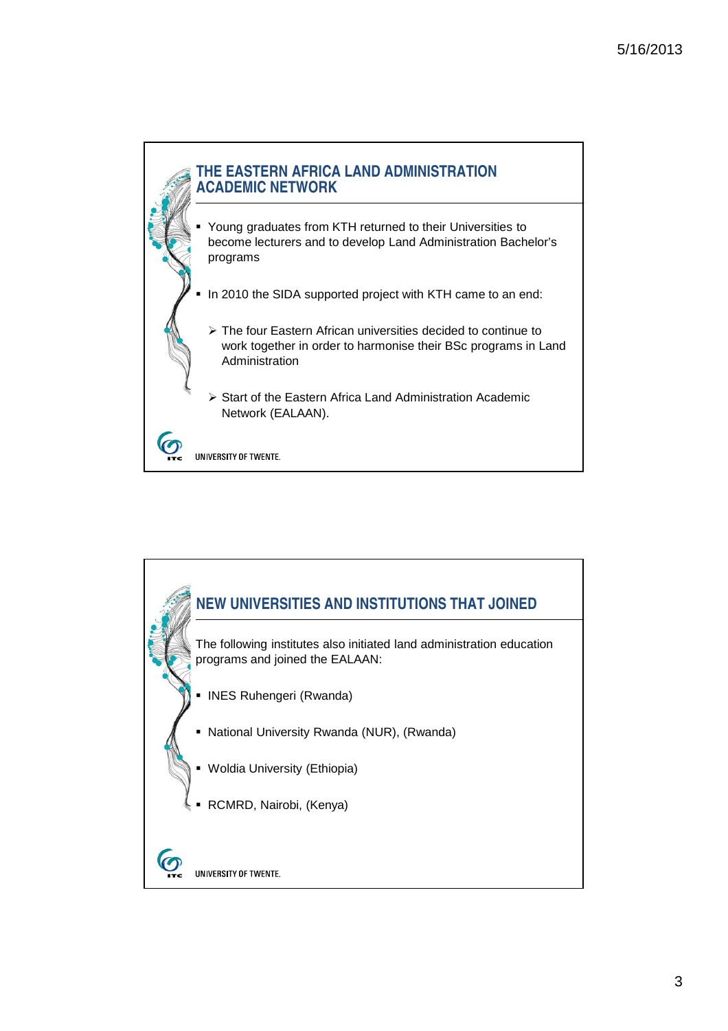## THE EASTERN AFRICA LAND ADMINISTRATION ACADEMIC NETWORK

- Young graduates from KTH returned to their Universities to become lecturers and to develop Land Administration Bachelor's programs
- In 2010 the SIDA supported project with KTH came to an end:
  - The four Eastern African universities decided to continue to work together in order to harmonise their BSc programs in Land Administration
  - Start of the Eastern Africa Land Administration Academic Network (EALAAN).

UNIVERSITY OF TWENTE.

## NEW UNIVERSITIES AND INSTITUTIONS THAT JOINED

The following institutes also initiated land administration education programs and joined the EALAAN:

- INES Ruhengeri (Rwanda)
- National University Rwanda (NUR), (Rwanda)
- Woldia University (Ethiopia)
- RCMRD, Nairobi, (Kenya)

UNIVERSITY OF TWENTE.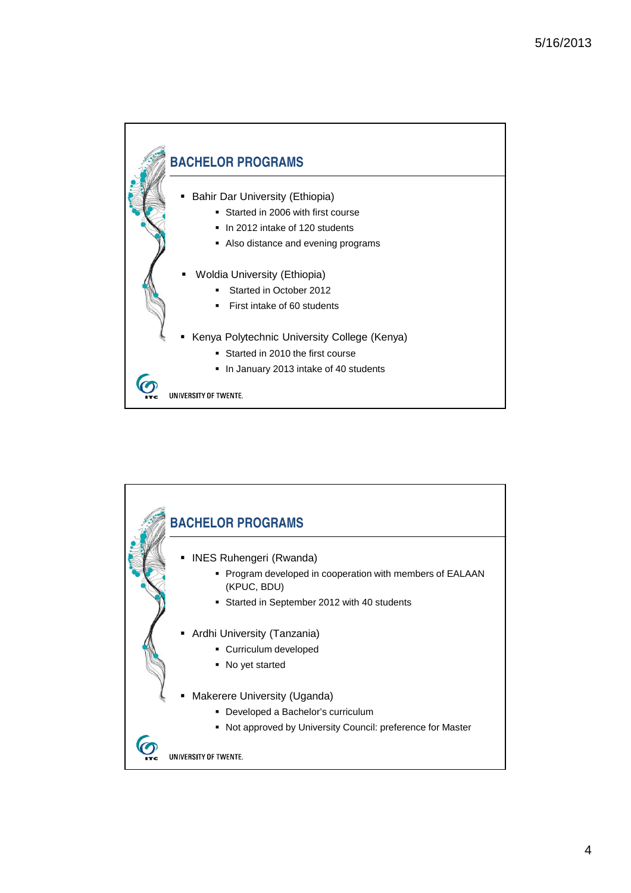## BACHELOR PROGRAMS

- Bahir Dar University (Ethiopia)
  - Started in 2006 with first course
  - In 2012 intake of 120 students
  - Also distance and evening programs
- Woldia University (Ethiopia)
  - Started in October 2012
  - First intake of 60 students
- Kenya Polytechnic University College (Kenya)
  - Started in 2010 the first course
  - In January 2013 intake of 40 students

UNIVERSITY OF TWENTE.

## BACHELOR PROGRAMS

- INES Ruhengeri (Rwanda)
  - Program developed in cooperation with members of EALAAN (KPUC, BDU)
  - Started in September 2012 with 40 students
- Ardhi University (Tanzania)
  - Curriculum developed
  - No yet started
- Makerere University (Uganda)
  - Developed a Bachelor's curriculum
  - Not approved by University Council: preference for Master

UNIVERSITY OF TWENTE.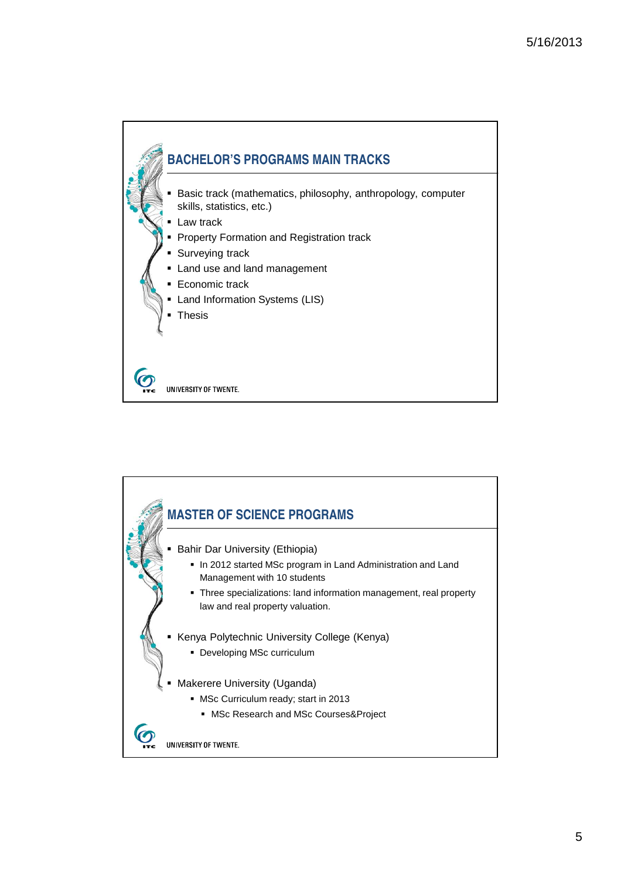## BACHELOR'S PROGRAMS MAIN TRACKS

- Basic track (mathematics, philosophy, anthropology, computer skills, statistics, etc.)
- Law track
- Property Formation and Registration track
- Surveying track
- Land use and land management
- Economic track
- Land Information Systems (LIS)
- Thesis

UNIVERSITY OF TWENTE.

## MASTER OF SCIENCE PROGRAMS

- Bahir Dar University (Ethiopia)
  - In 2012 started MSc program in Land Administration and Land Management with 10 students
  - Three specializations: land information management, real property law and real property valuation.
- Kenya Polytechnic University College (Kenya)
  - Developing MSc curriculum
- Makerere University (Uganda)
  - MSc Curriculum ready; start in 2013
    - MSc Research and MSc Courses&Project

UNIVERSITY OF TWENTE.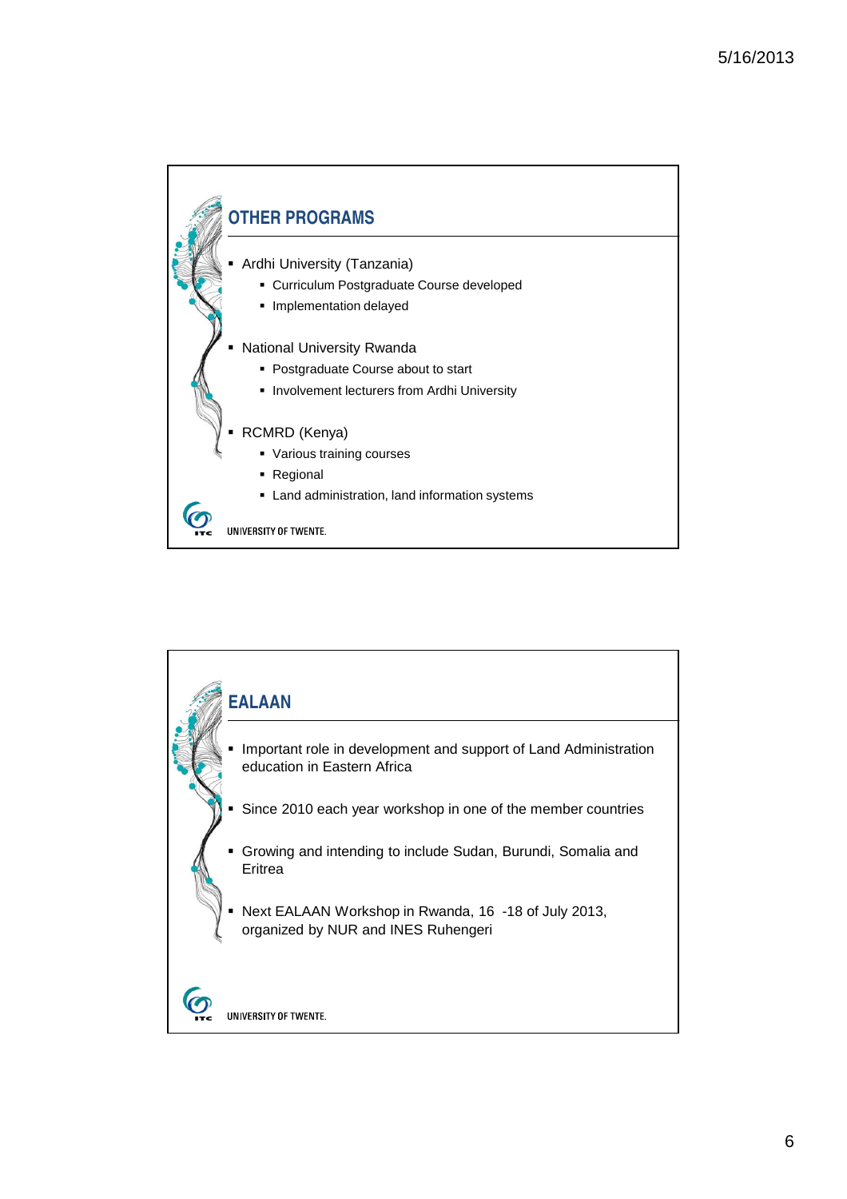## OTHER PROGRAMS

- Ardhi University (Tanzania)
  - Curriculum Postgraduate Course developed
  - Implementation delayed
- National University Rwanda
  - Postgraduate Course about to start
  - Involvement lecturers from Ardhi University
- RCMRD (Kenya)
  - Various training courses
  - Regional
  - Land administration, land information systems

UNIVERSITY OF TWENTE.

## EALAAN

- Important role in development and support of Land Administration education in Eastern Africa
- Since 2010 each year workshop in one of the member countries
- Growing and intending to include Sudan, Burundi, Somalia and Eritrea
- Next EALAAN Workshop in Rwanda, 16 -18 of July 2013, organized by NUR and INES Ruhengeri

UNIVERSITY OF TWENTE.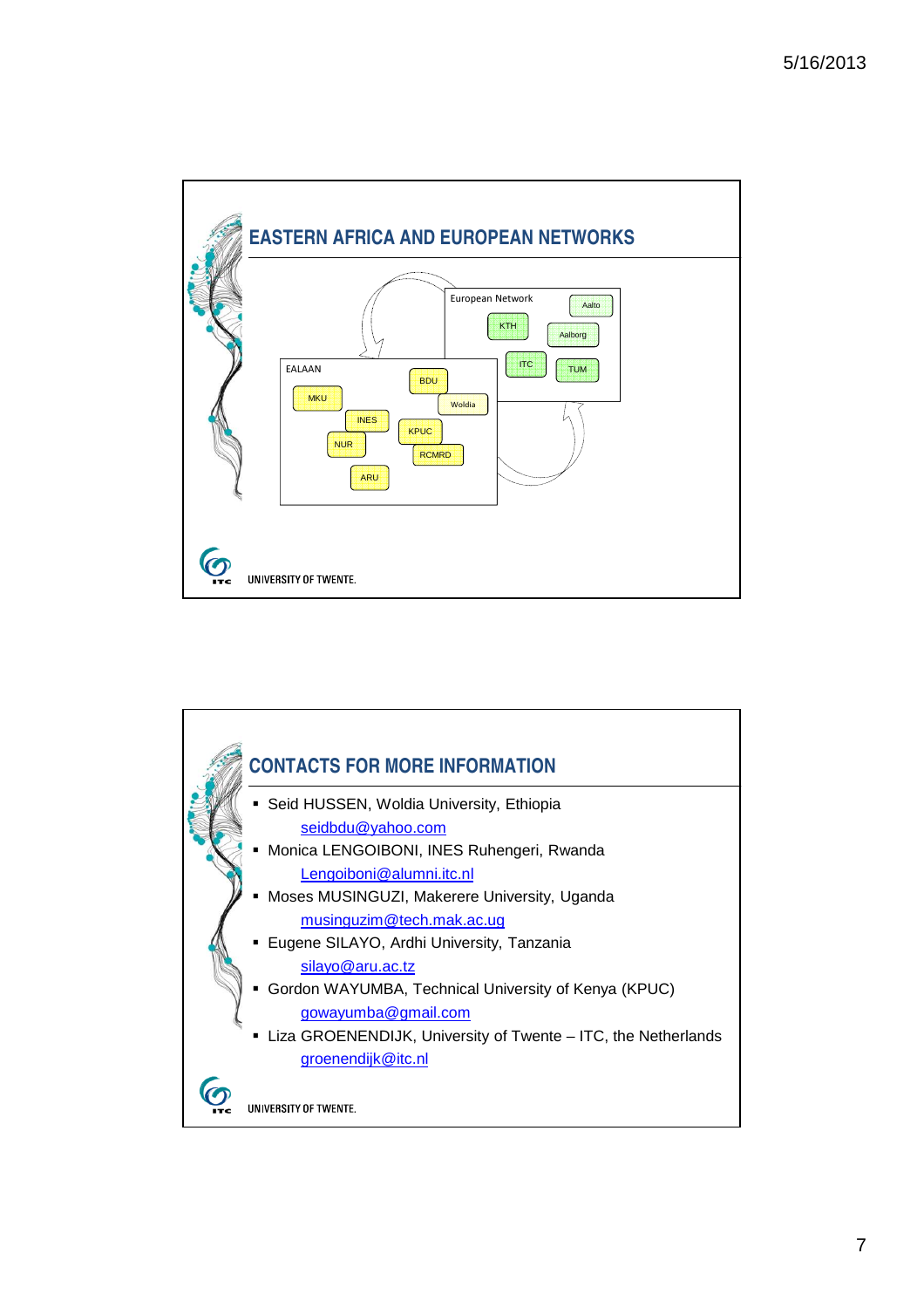## EASTERN AFRICA AND EUROPEAN NETWORKS

European Network: Aalto, KTH, Aalborg, ITC, TUM

EALAAN: BDU, MKU, Woldia, INES, KPUC, NUR, RCMRD, ARU

UNIVERSITY OF TWENTE.

## CONTACTS FOR MORE INFORMATION

- Seid HUSSEN, Woldia University, Ethiopia
  seidbdu@yahoo.com
- Monica LENGOIBONI, INES Ruhengeri, Rwanda
  Lengoiboni@alumni.itc.nl
- Moses MUSINGUZI, Makerere University, Uganda
  musinguzim@tech.mak.ac.ug
- Eugene SILAYO, Ardhi University, Tanzania
  silayo@aru.ac.tz
- Gordon WAYUMBA, Technical University of Kenya (KPUC)
  gowayumba@gmail.com
- Liza GROENENDIJK, University of Twente – ITC, the Netherlands
  groenendijk@itc.nl

UNIVERSITY OF TWENTE.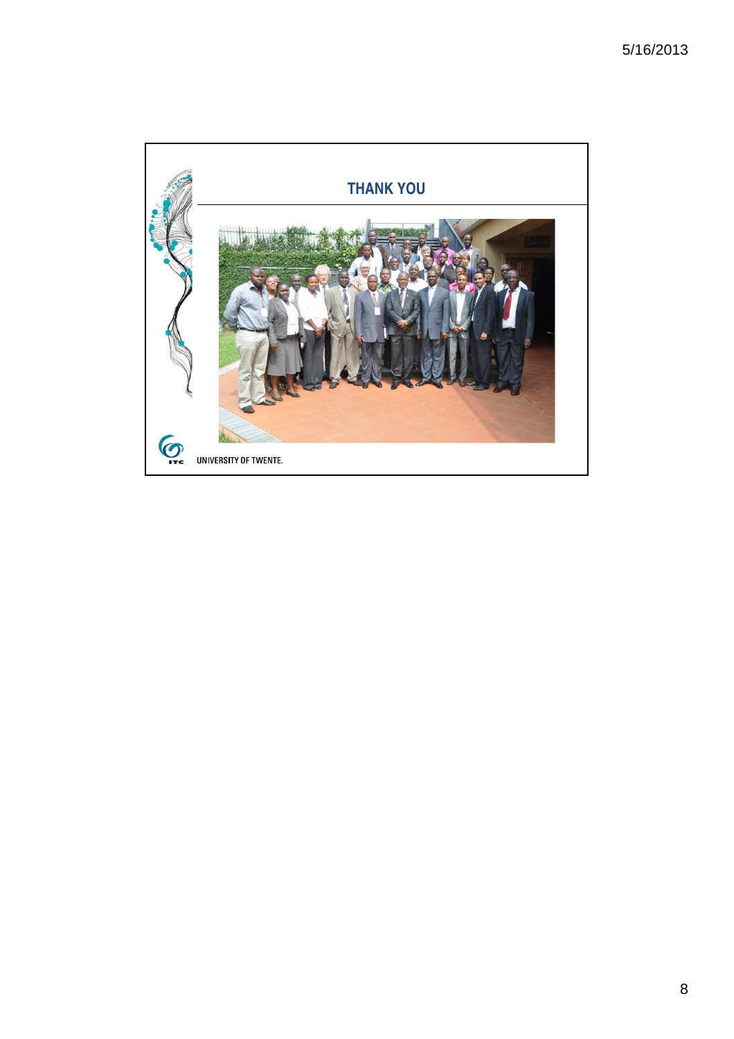## THANK YOU

UNIVERSITY OF TWENTE.